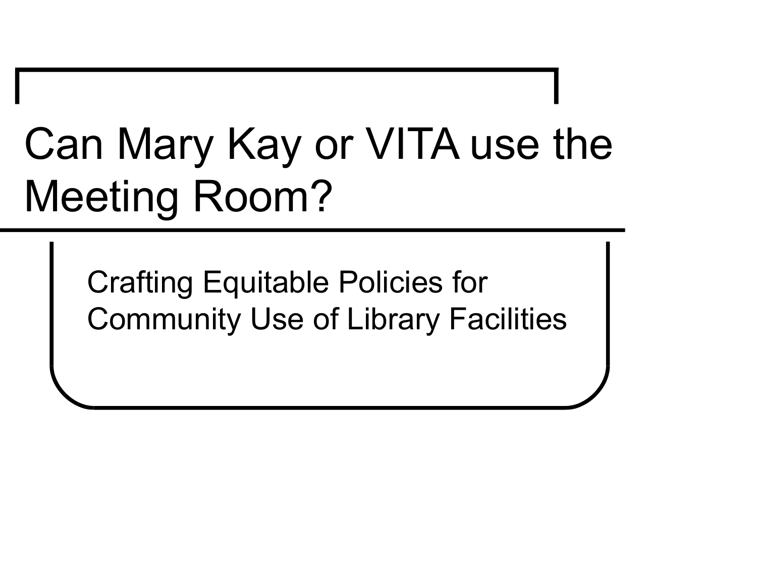# Can Mary Kay or VITA use the Meeting Room?

Crafting Equitable Policies for Community Use of Library Facilities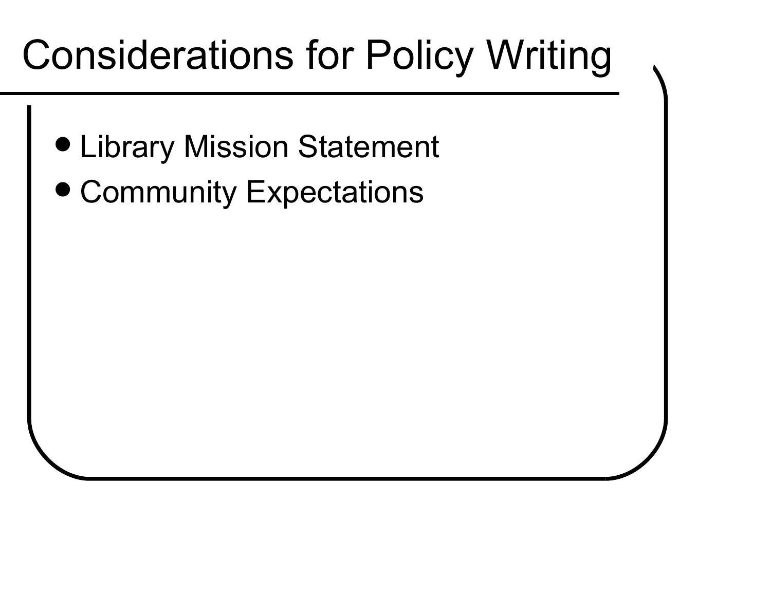# Considerations for Policy Writing

- Library Mission Statement
- Community Expectations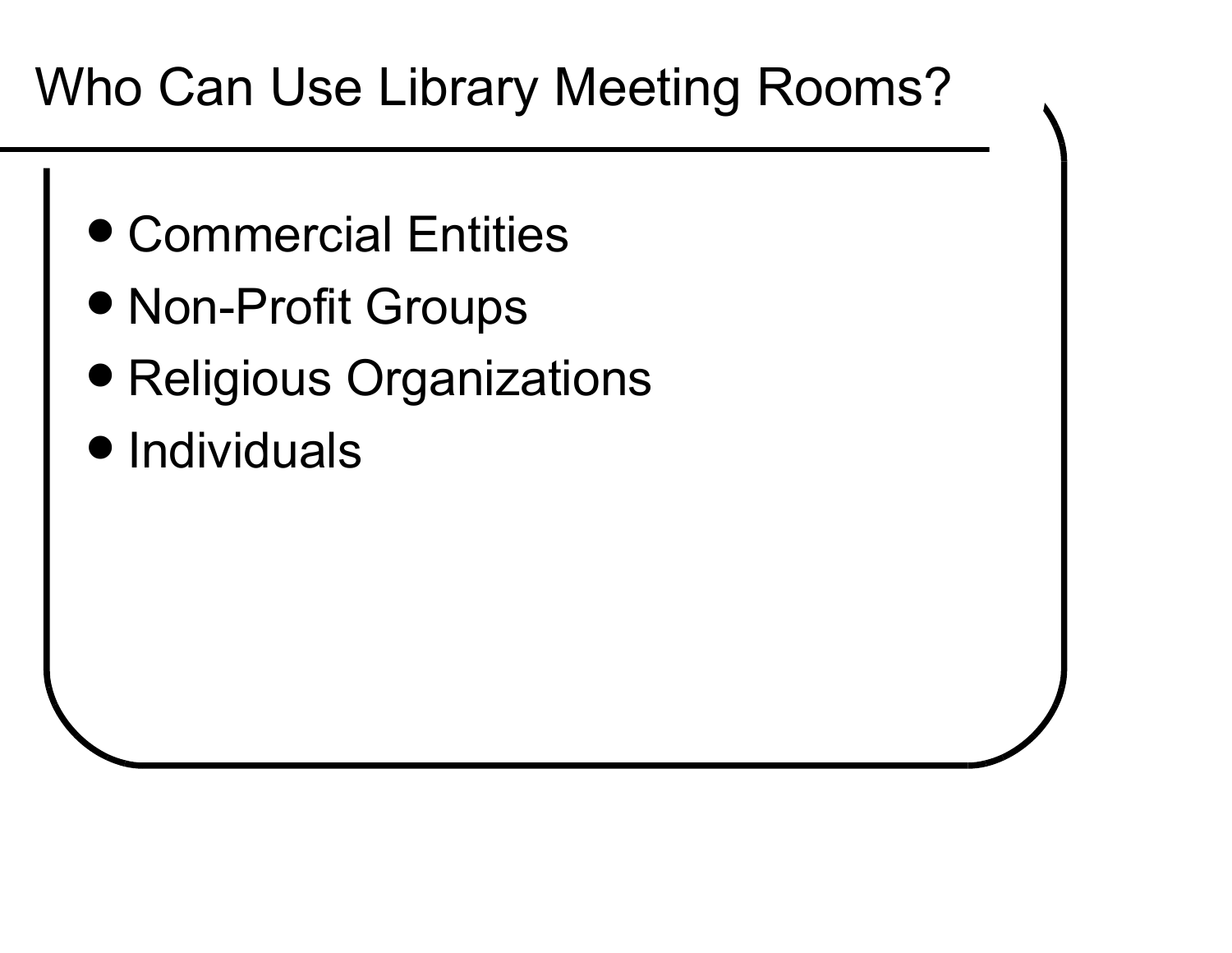# Who Can Use Library Meeting Rooms?

- Commercial Entities
- Non-Profit Groups
- Religious Organizations
- Individuals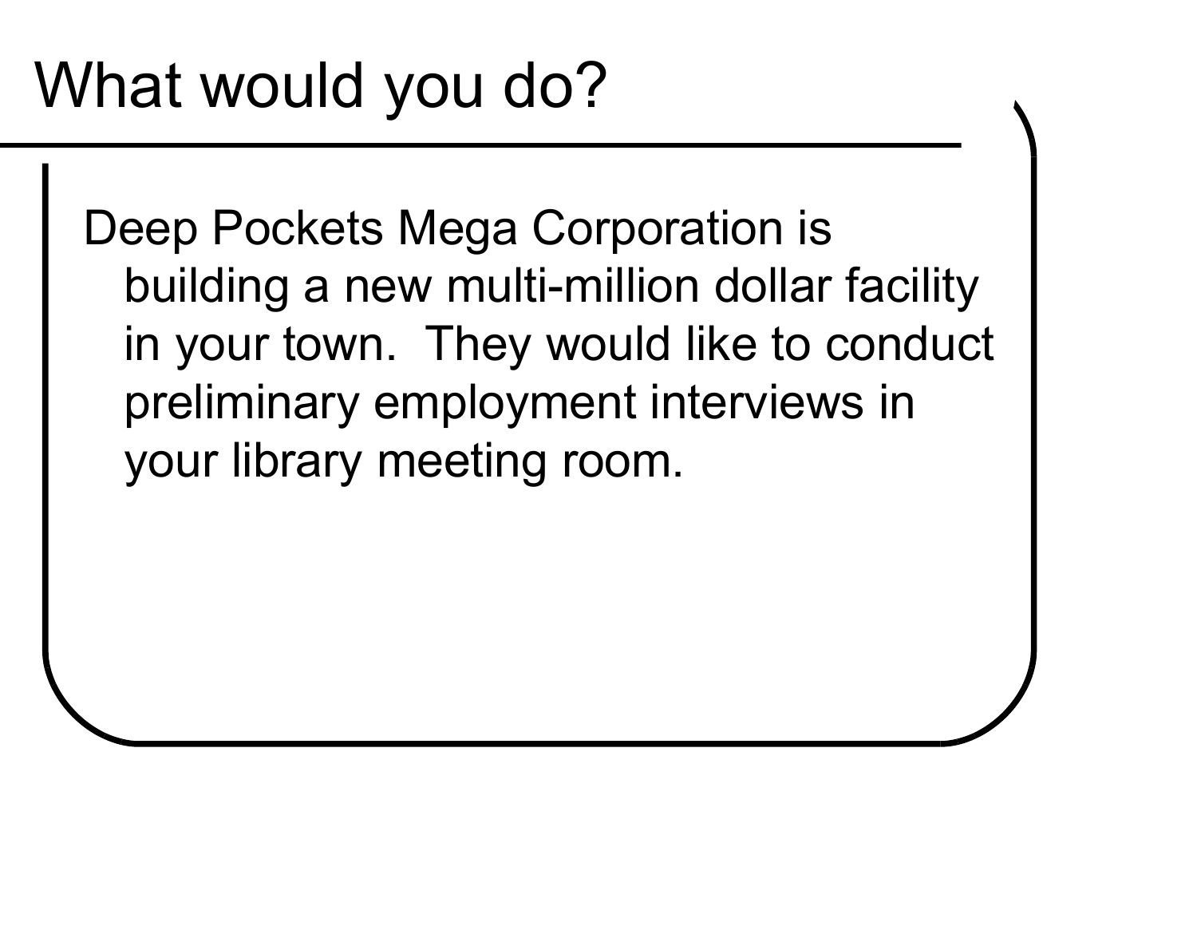# What would you do?

Deep Pockets Mega Corporation is building a new multi-million dollar facility in your town. They would like to conduct preliminary employment interviews in your library meeting room.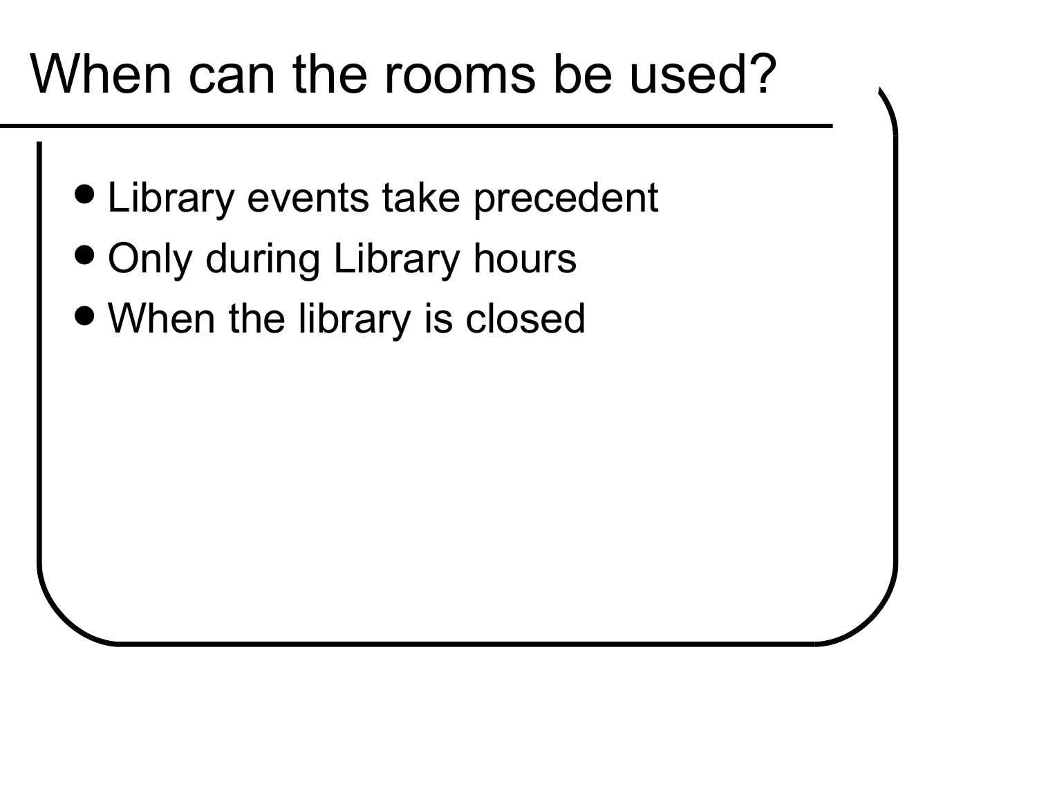# When can the rooms be used?

- Library events take precedent
- Only during Library hours
- When the library is closed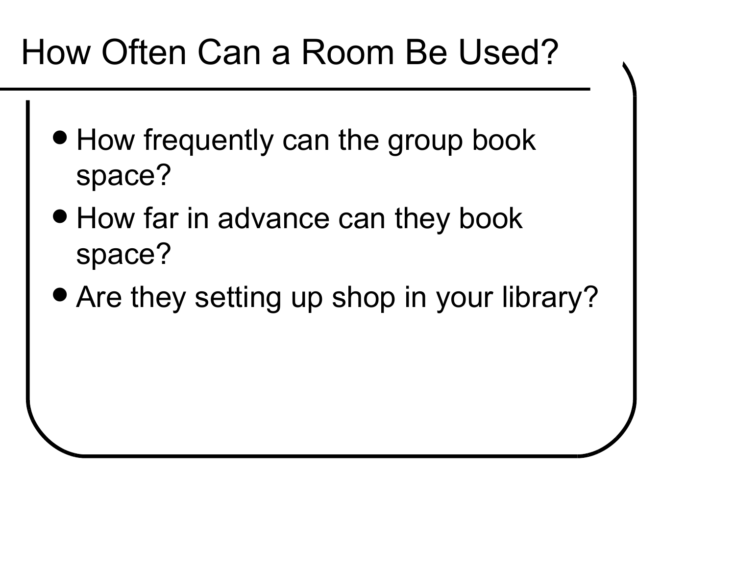# How Often Can a Room Be Used?

- How frequently can the group book space?
- How far in advance can they book space?
- Are they setting up shop in your library?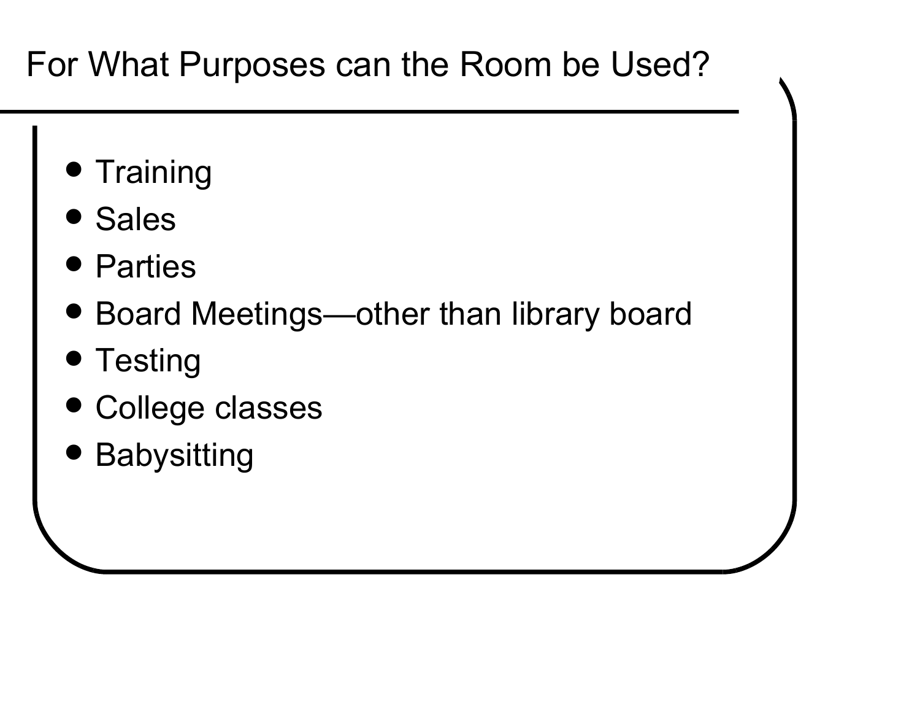# For What Purposes can the Room be Used?

- Training
- Sales
- Parties
- Board Meetings—other than library board
- Testing
- College classes
- Babysitting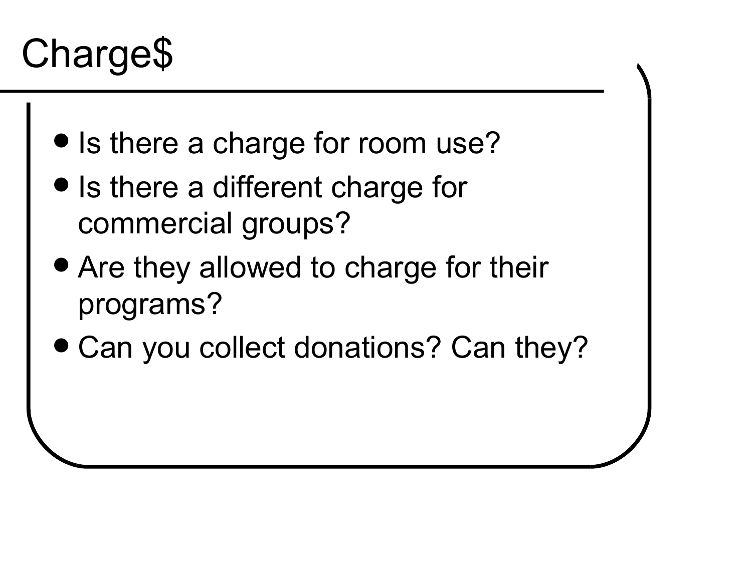# Charge$

- Is there a charge for room use?
- Is there a different charge for commercial groups?
- Are they allowed to charge for their programs?
- Can you collect donations? Can they?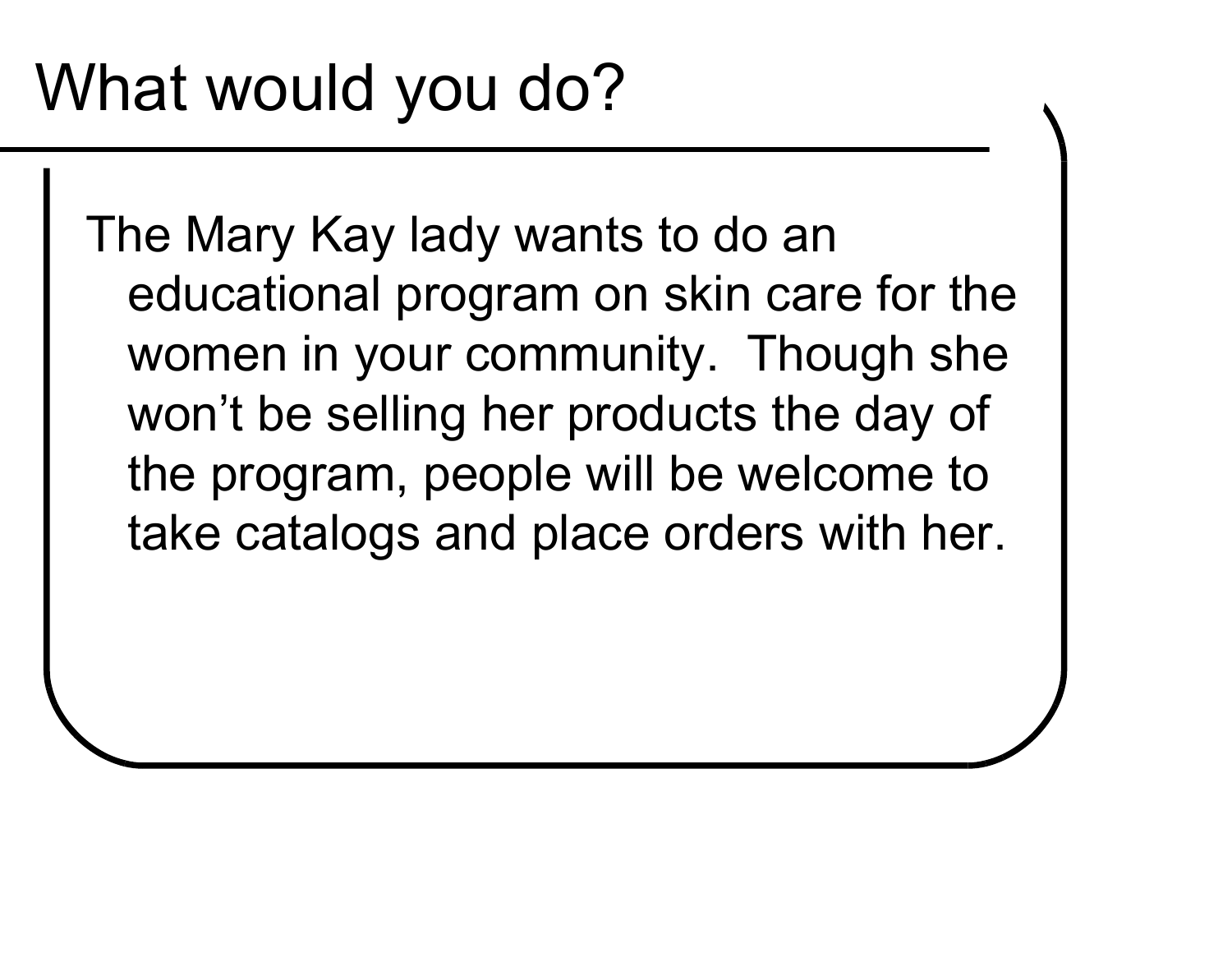# What would you do?

The Mary Kay lady wants to do an educational program on skin care for the women in your community. Though she won't be selling her products the day of the program, people will be welcome to take catalogs and place orders with her.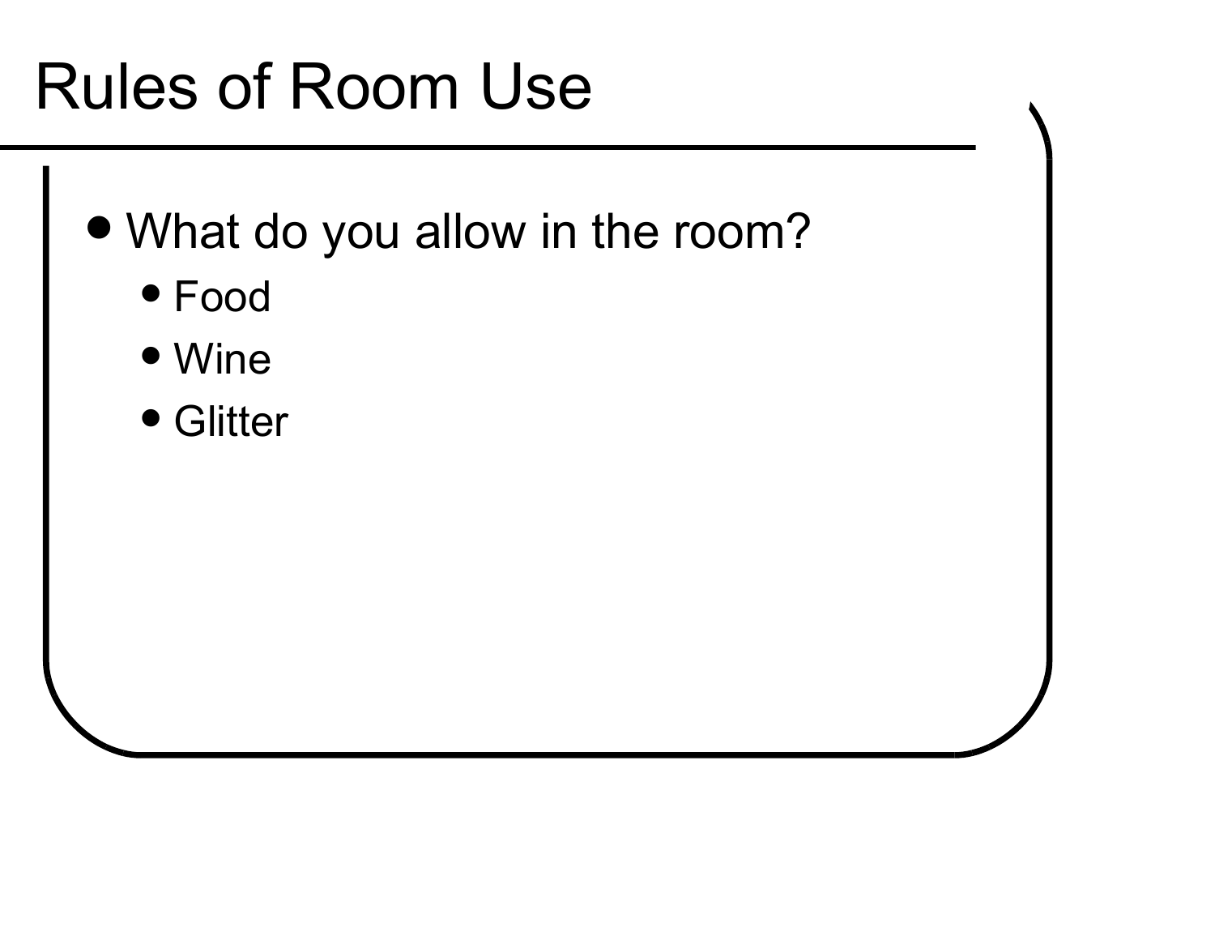# Rules of Room Use

- What do you allow in the room?
  - Food
  - Wine
  - Glitter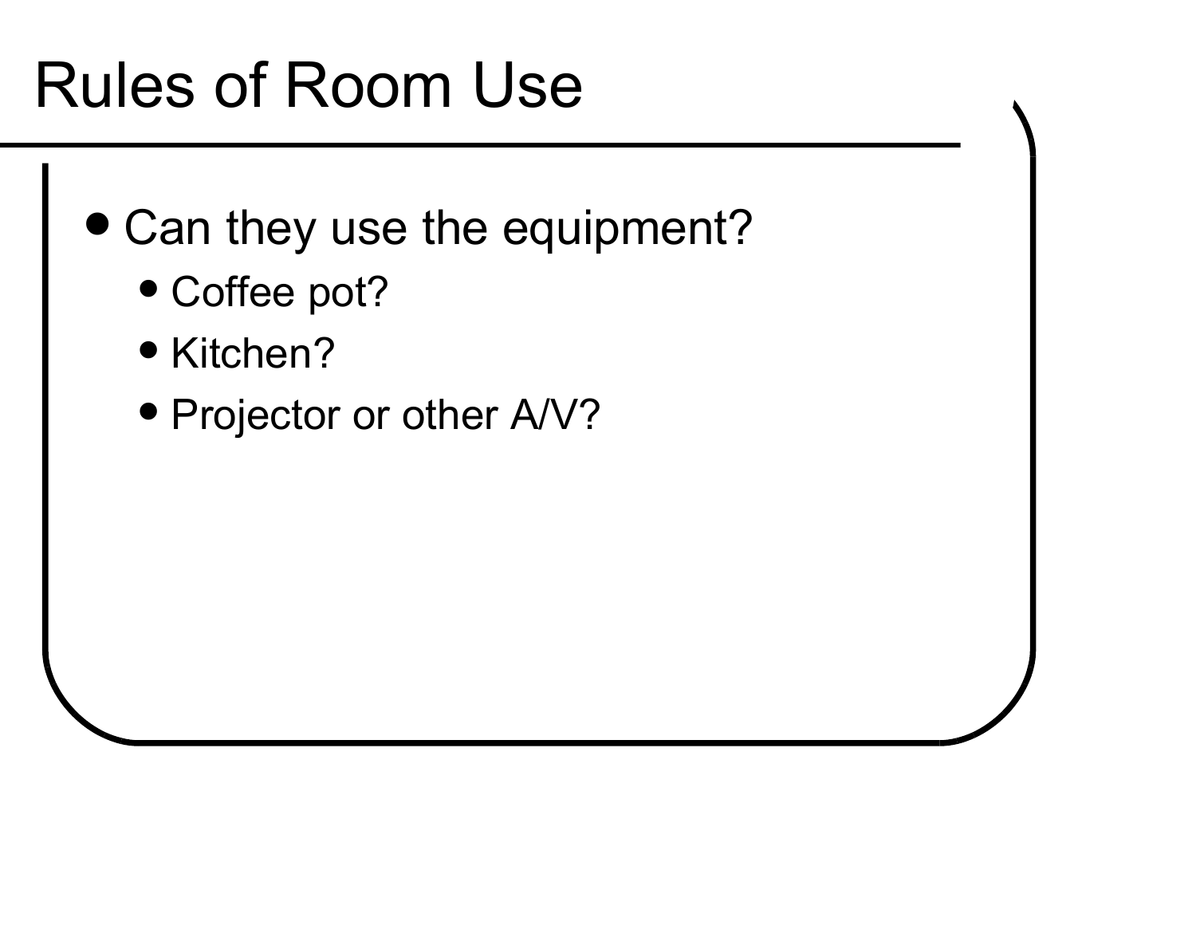# Rules of Room Use

- Can they use the equipment?
  - Coffee pot?
  - Kitchen?
  - Projector or other A/V?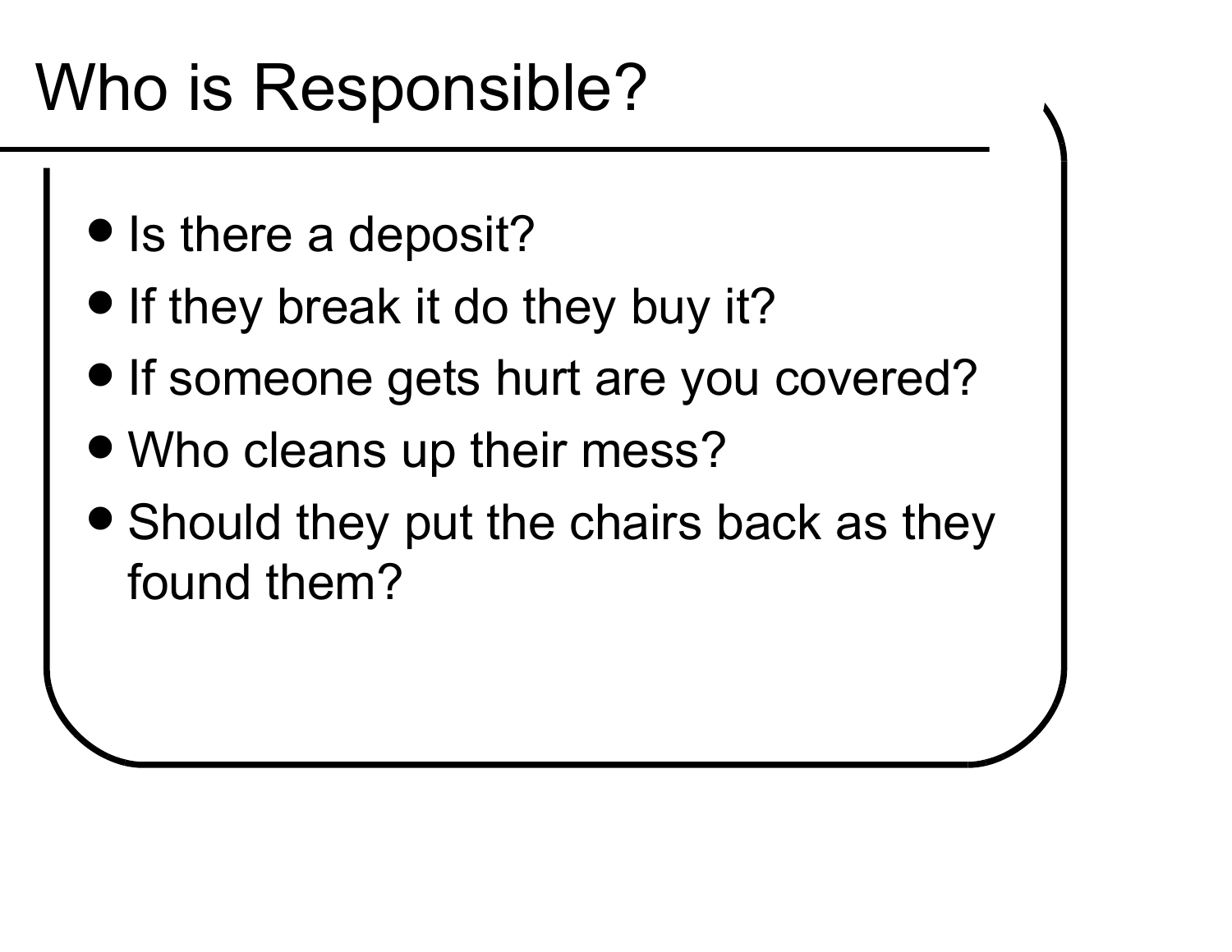# Who is Responsible?

- Is there a deposit?
- If they break it do they buy it?
- If someone gets hurt are you covered?
- Who cleans up their mess?
- Should they put the chairs back as they found them?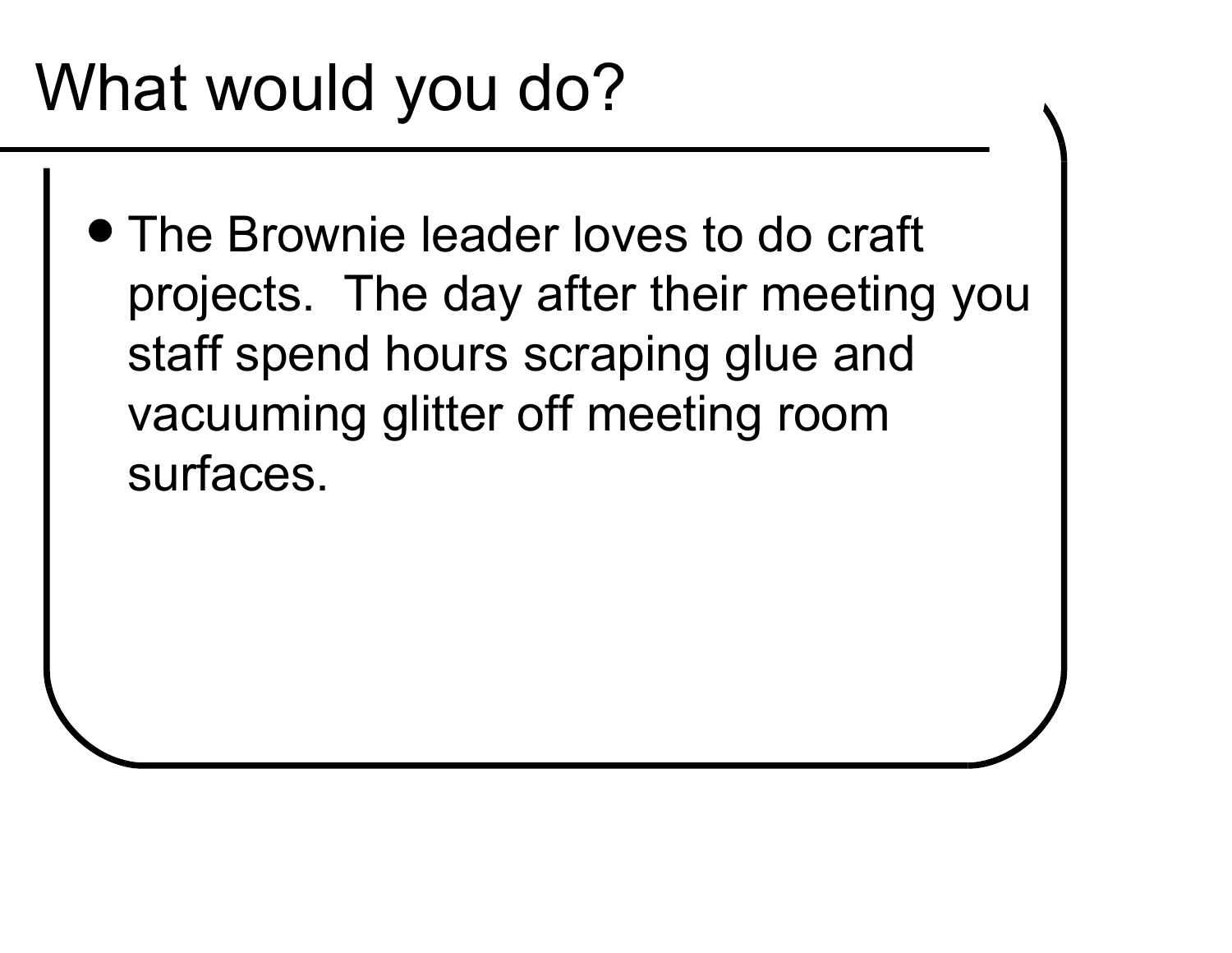# What would you do?

- The Brownie leader loves to do craft projects. The day after their meeting you staff spend hours scraping glue and vacuuming glitter off meeting room surfaces.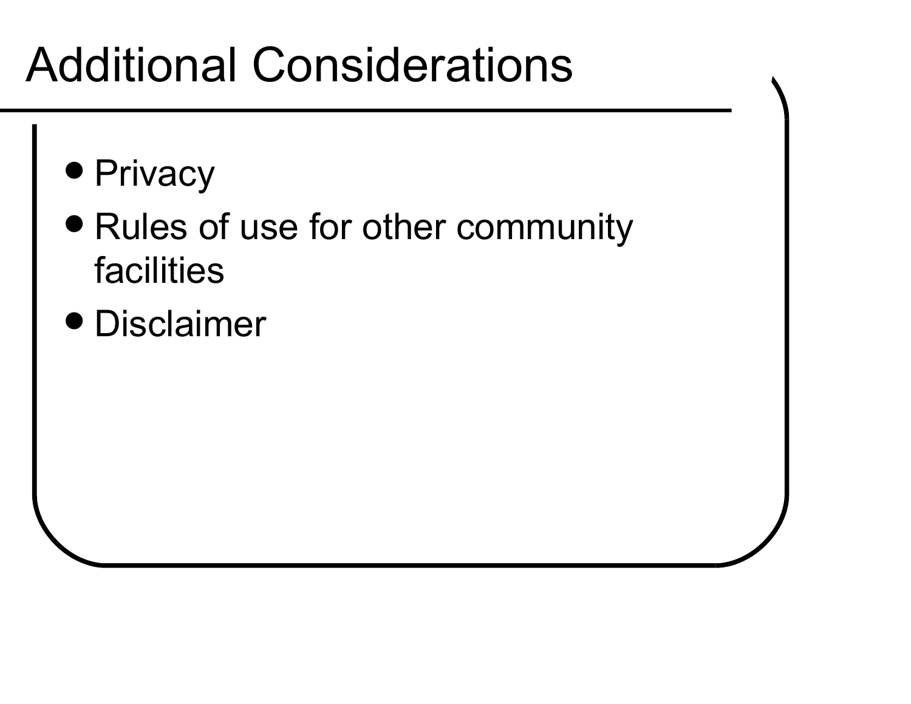# Additional Considerations

- Privacy
- Rules of use for other community facilities
- Disclaimer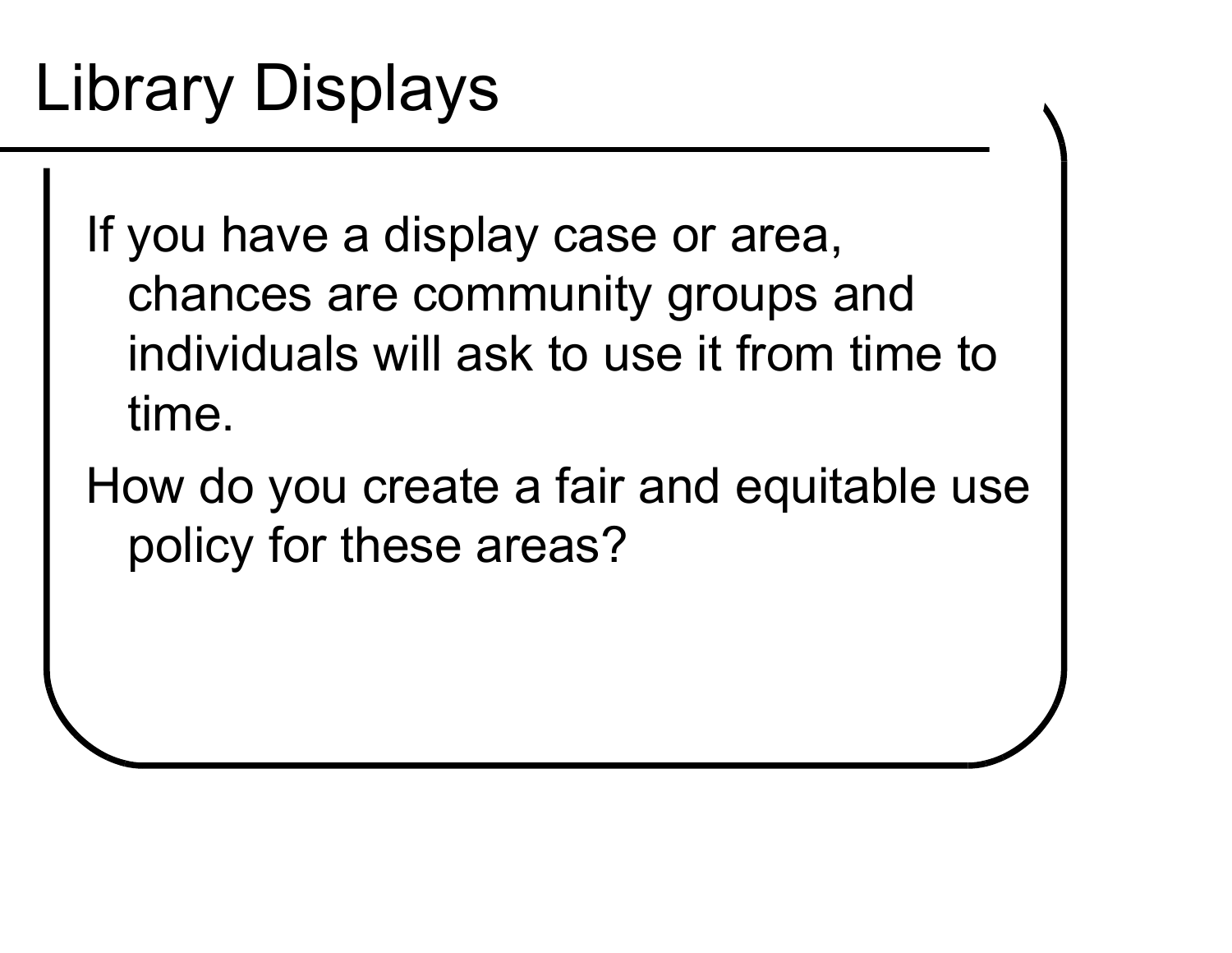# Library Displays

If you have a display case or area, chances are community groups and individuals will ask to use it from time to time.

How do you create a fair and equitable use policy for these areas?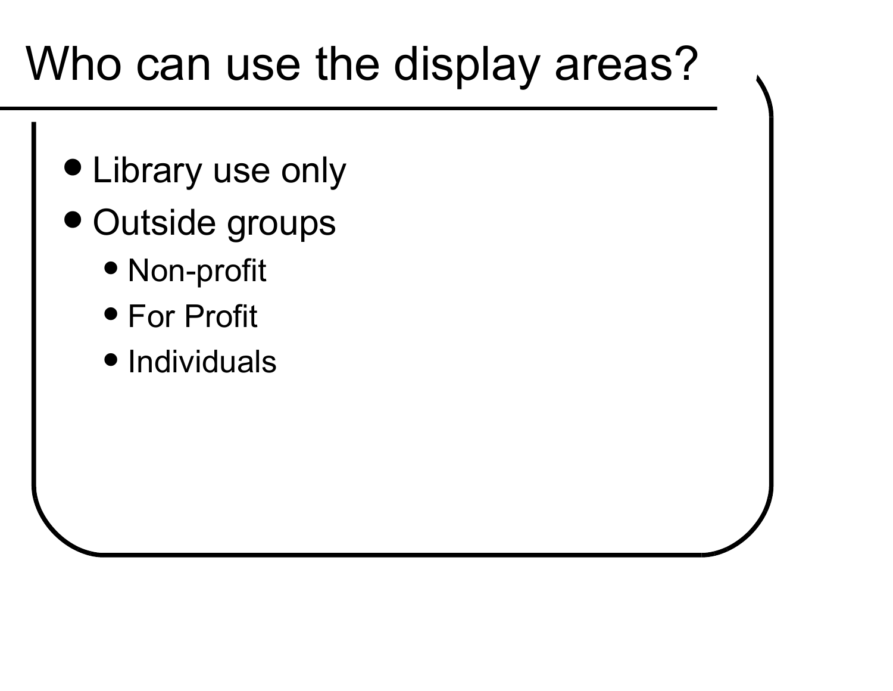# Who can use the display areas?

- Library use only
- Outside groups
  - Non-profit
  - For Profit
  - Individuals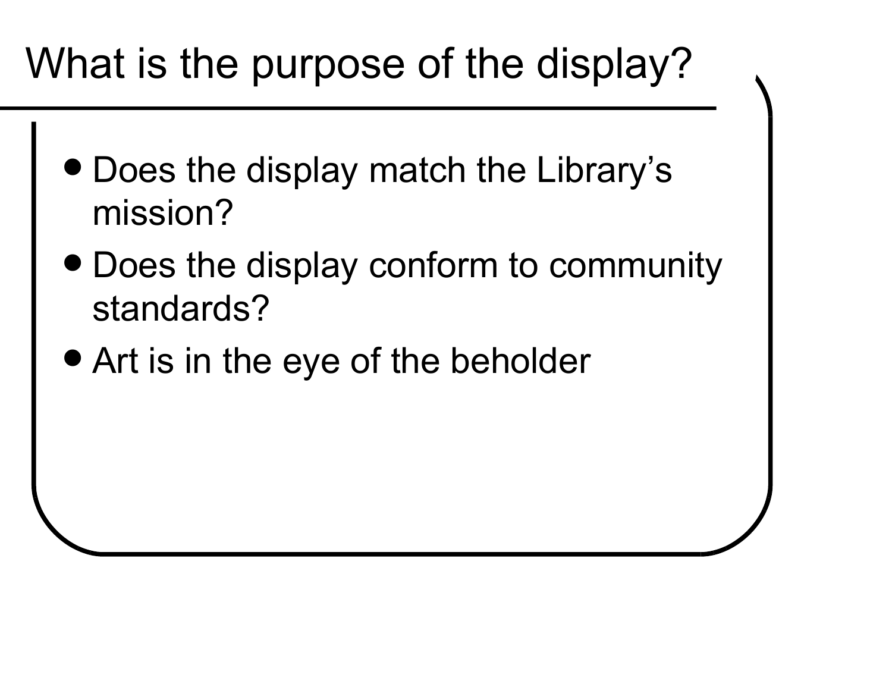# What is the purpose of the display?

- Does the display match the Library’s mission?
- Does the display conform to community standards?
- Art is in the eye of the beholder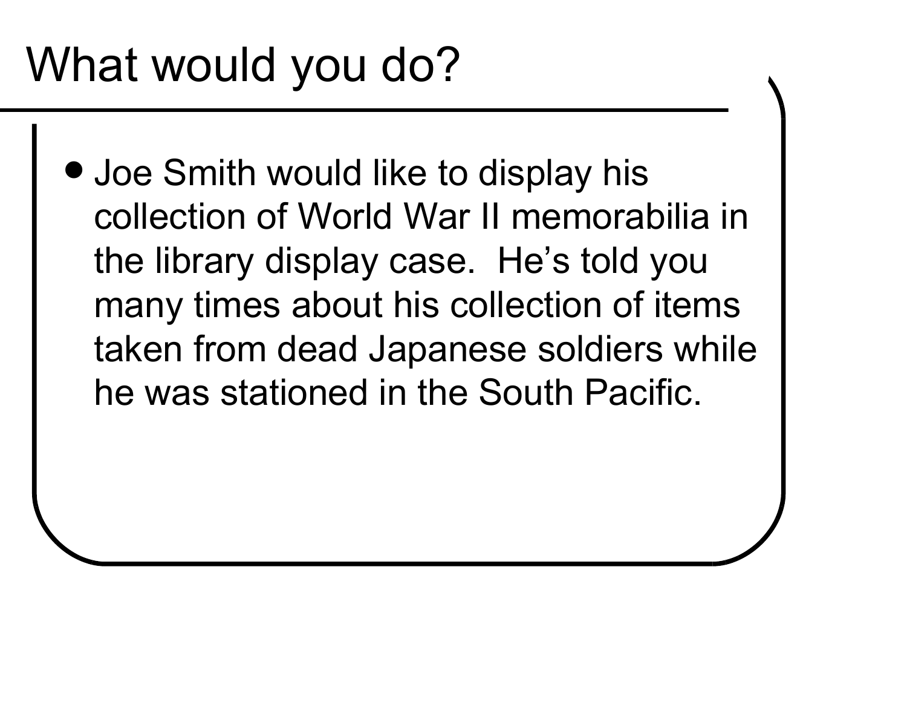# What would you do?

- Joe Smith would like to display his collection of World War II memorabilia in the library display case. He's told you many times about his collection of items taken from dead Japanese soldiers while he was stationed in the South Pacific.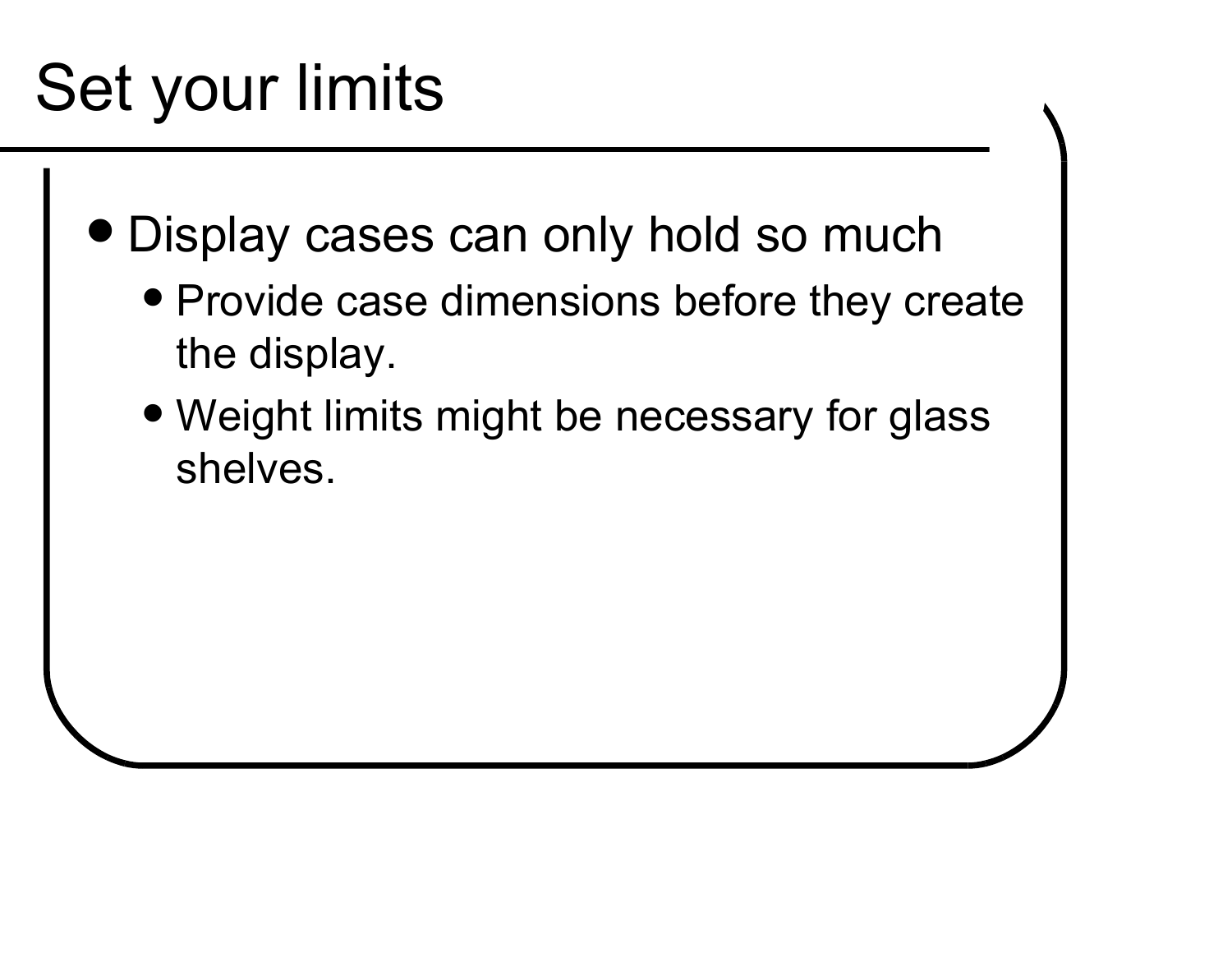# Set your limits

- Display cases can only hold so much
  - Provide case dimensions before they create the display.
  - Weight limits might be necessary for glass shelves.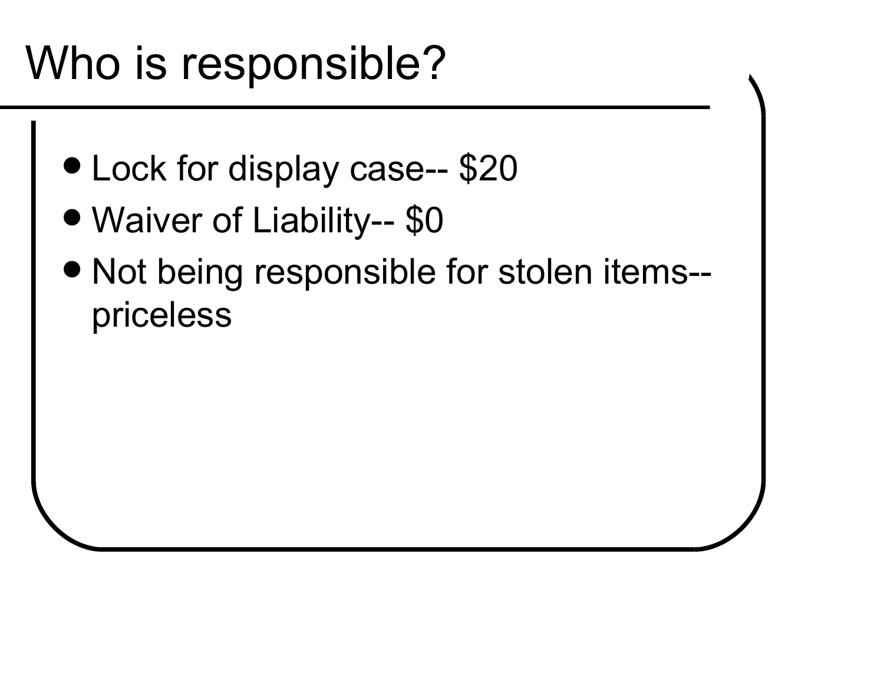# Who is responsible?

- Lock for display case-- $20
- Waiver of Liability-- $0
- Not being responsible for stolen items-- priceless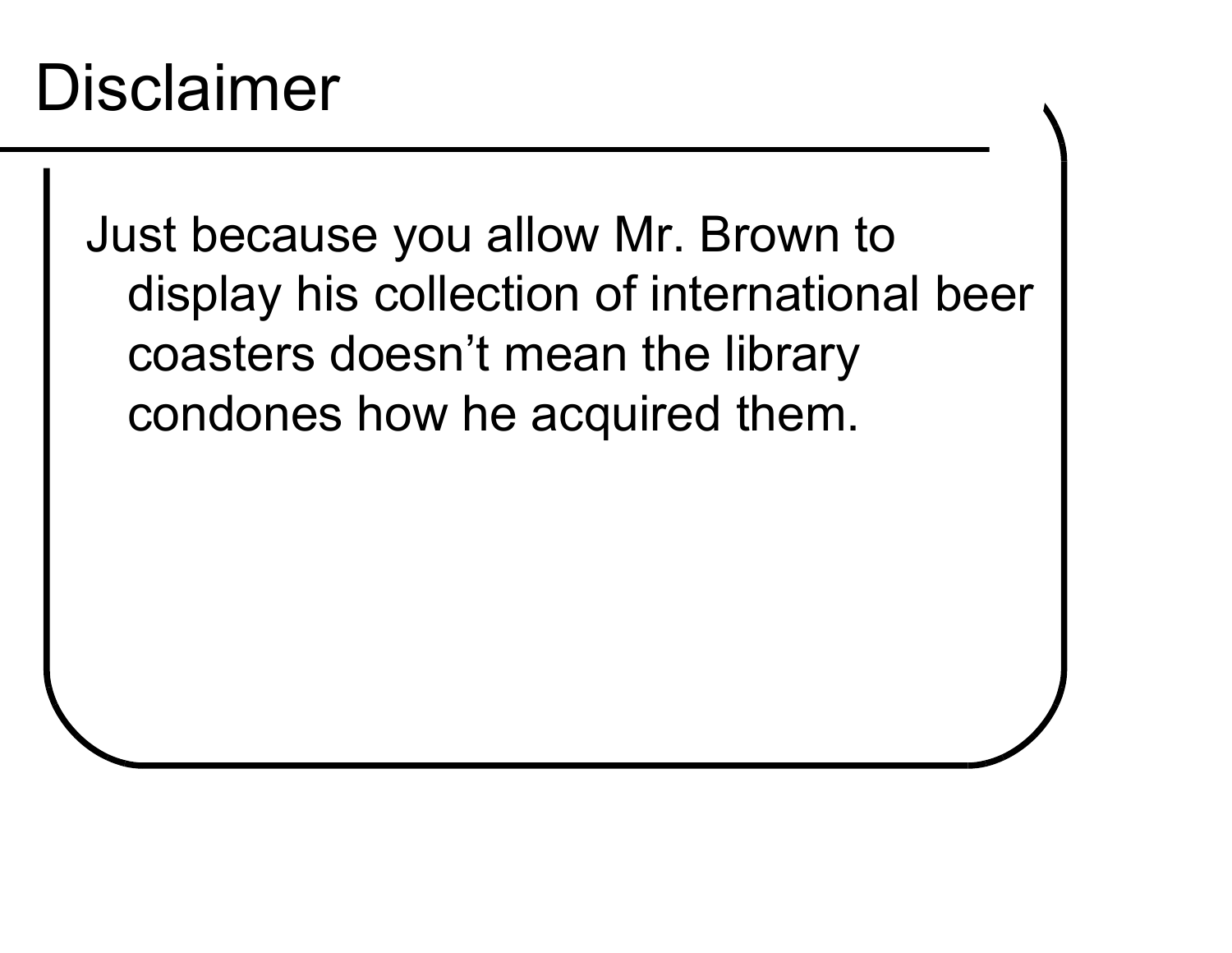# Disclaimer

Just because you allow Mr. Brown to display his collection of international beer coasters doesn't mean the library condones how he acquired them.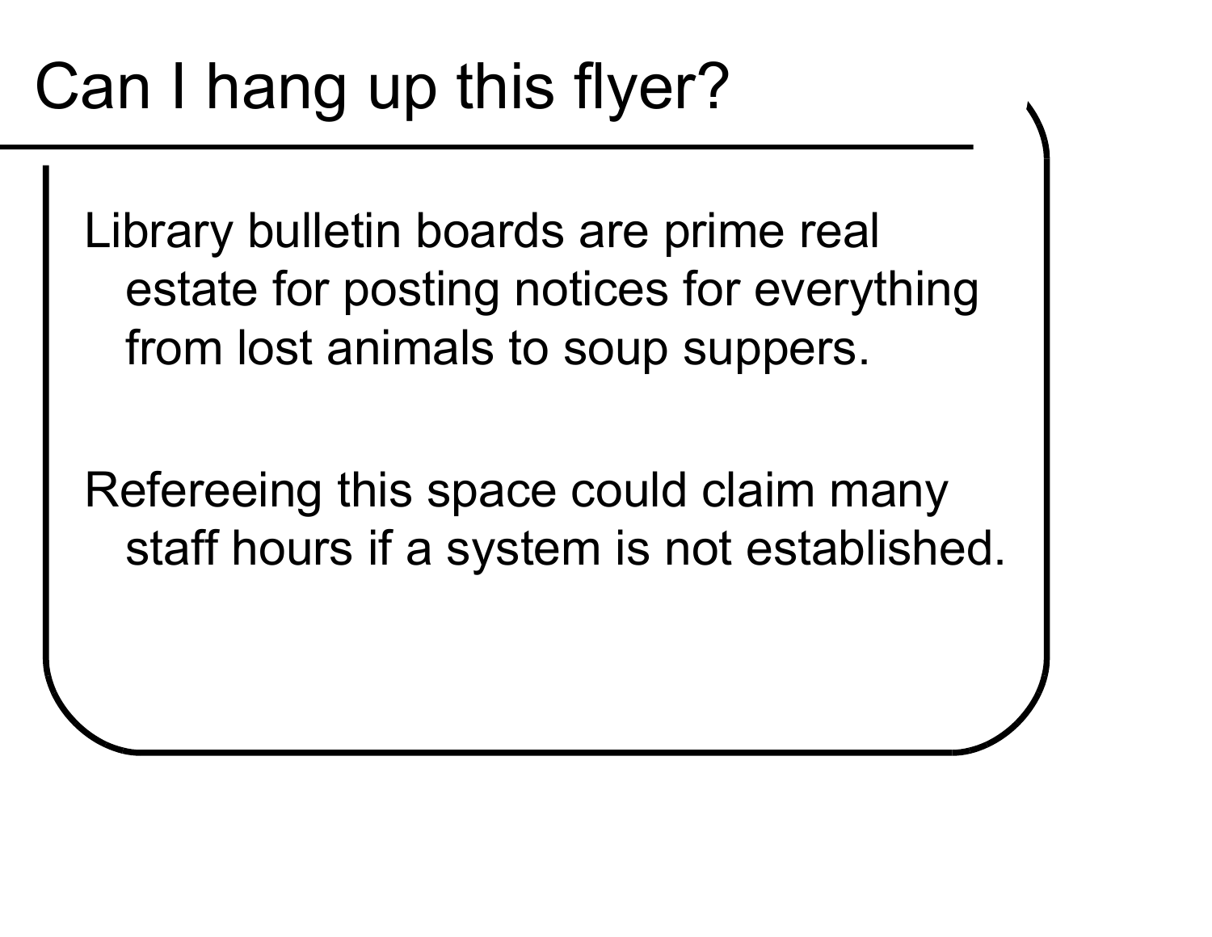# Can I hang up this flyer?

Library bulletin boards are prime real estate for posting notices for everything from lost animals to soup suppers.

Refereeing this space could claim many staff hours if a system is not established.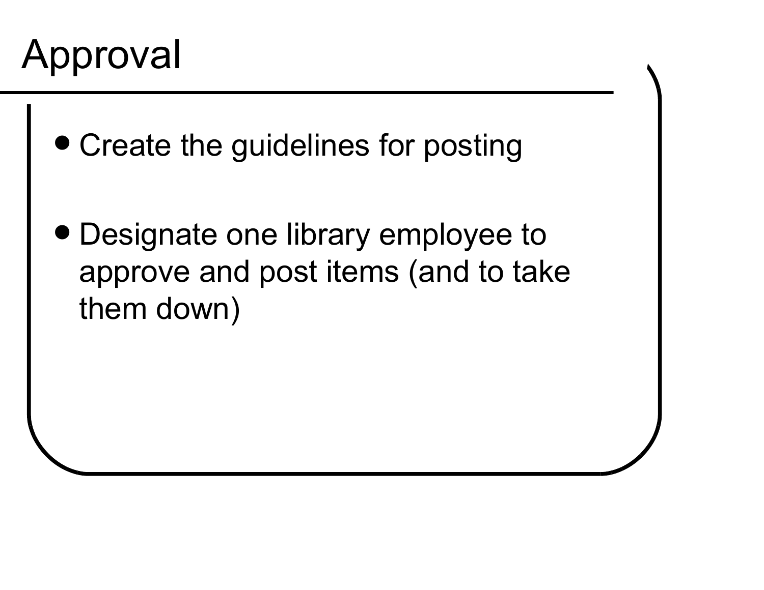# Approval

- Create the guidelines for posting
- Designate one library employee to approve and post items (and to take them down)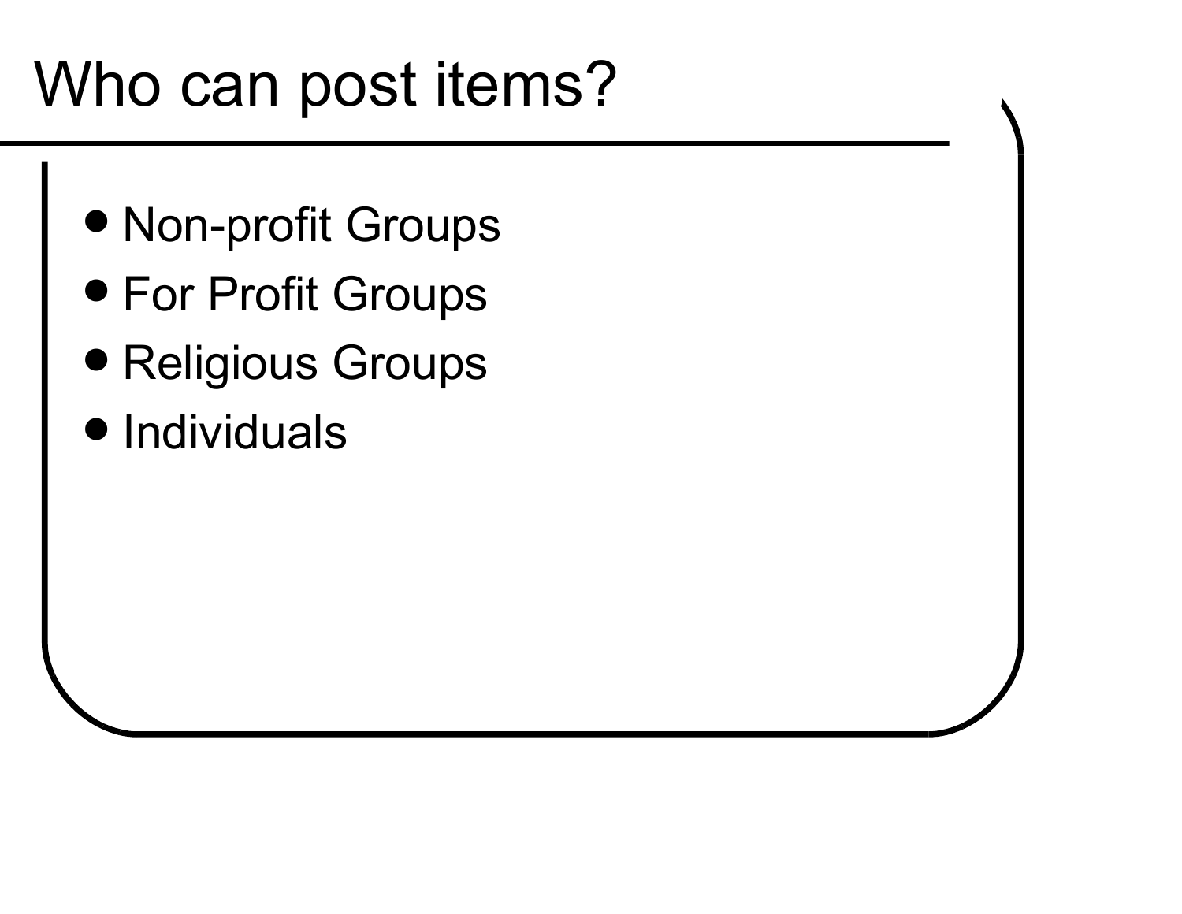# Who can post items?

- Non-profit Groups
- For Profit Groups
- Religious Groups
- Individuals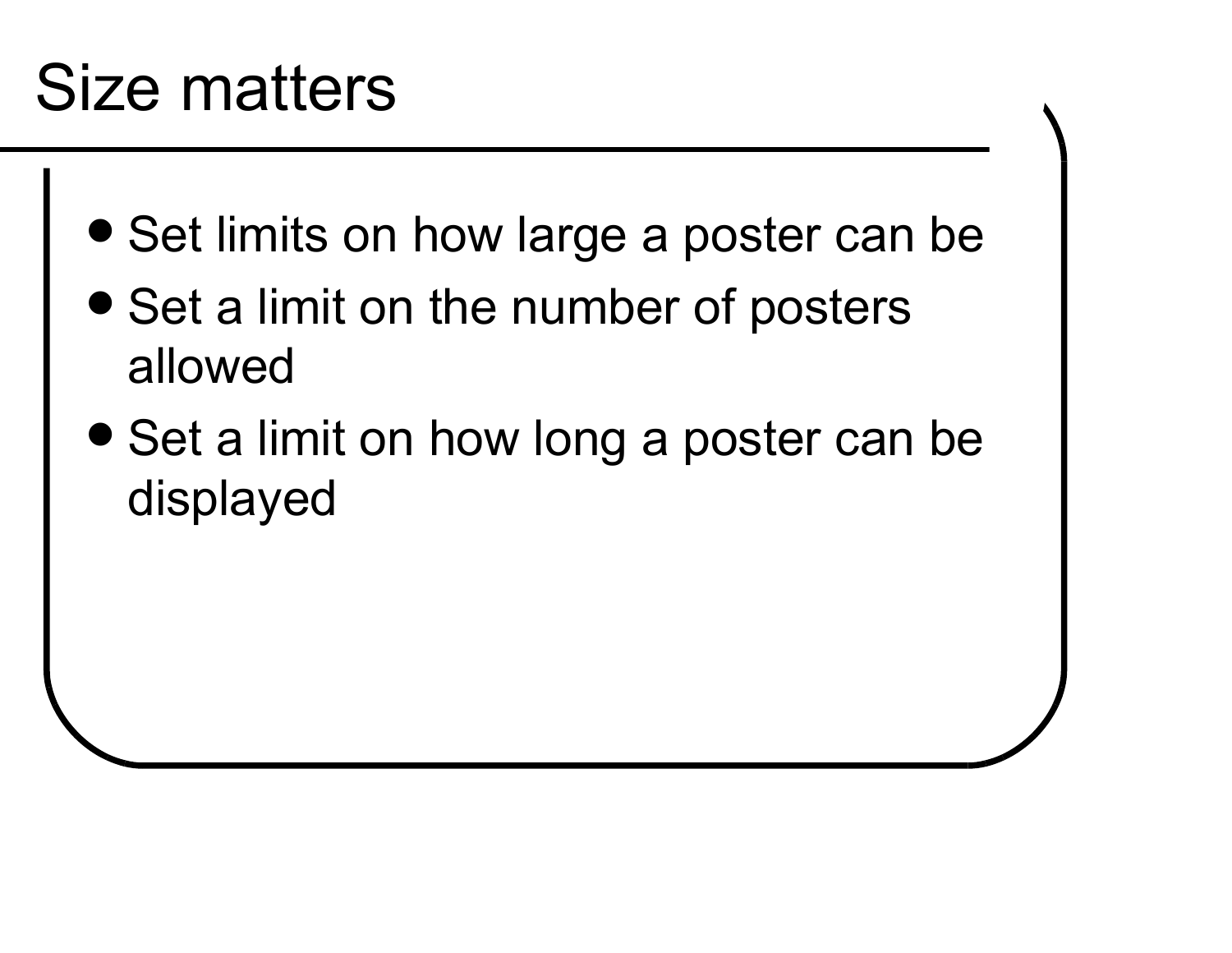# Size matters

- Set limits on how large a poster can be
- Set a limit on the number of posters allowed
- Set a limit on how long a poster can be displayed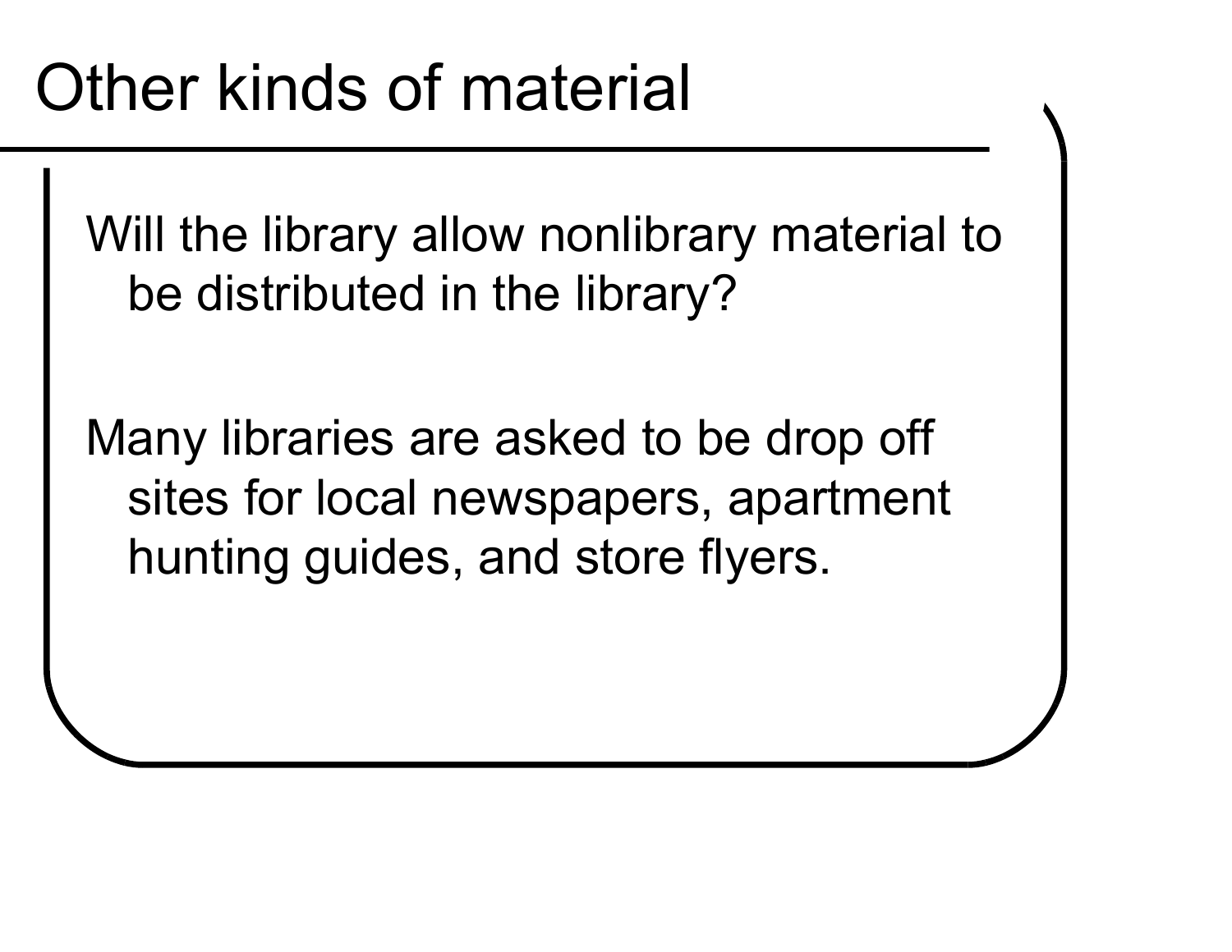# Other kinds of material

Will the library allow nonlibrary material to be distributed in the library?

Many libraries are asked to be drop off sites for local newspapers, apartment hunting guides, and store flyers.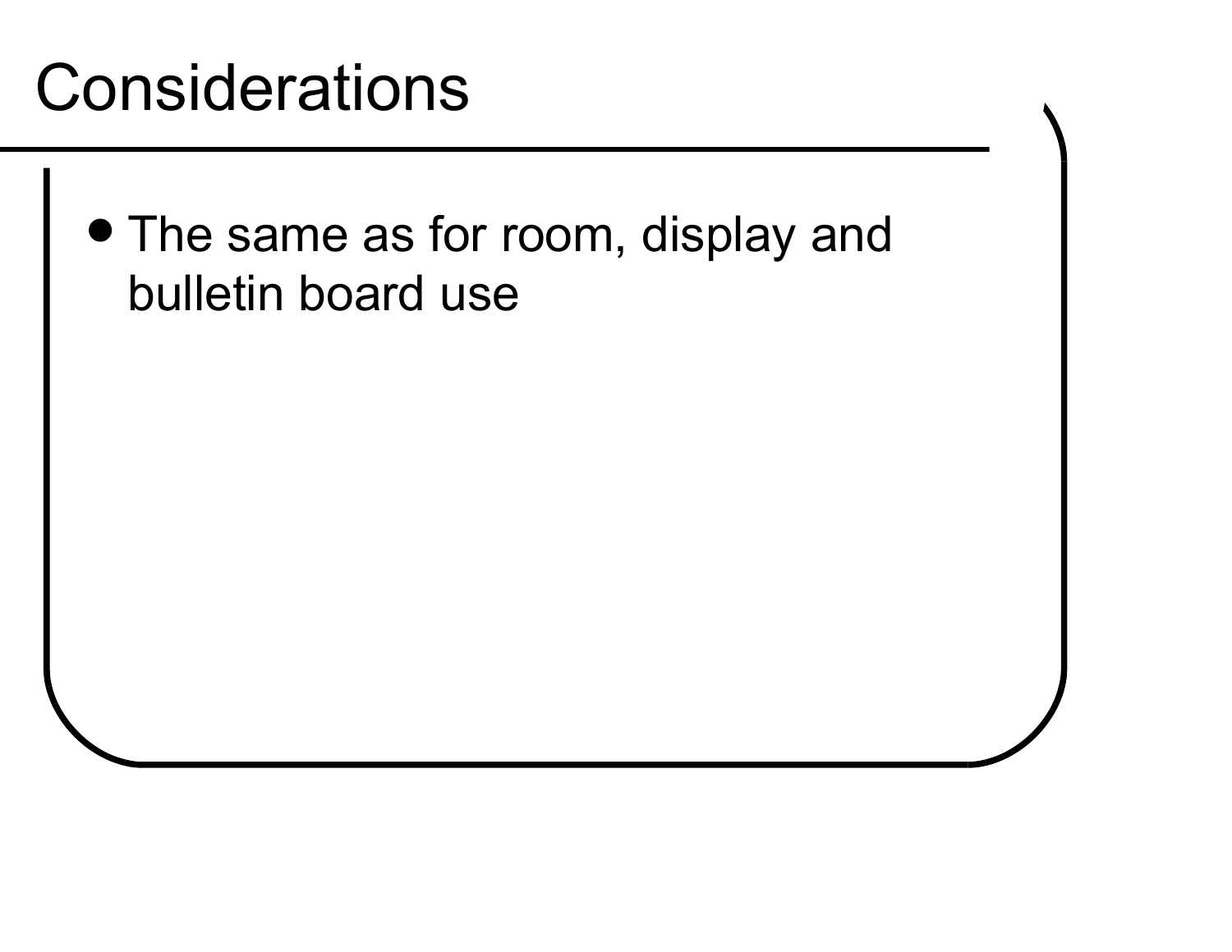# Considerations

- The same as for room, display and bulletin board use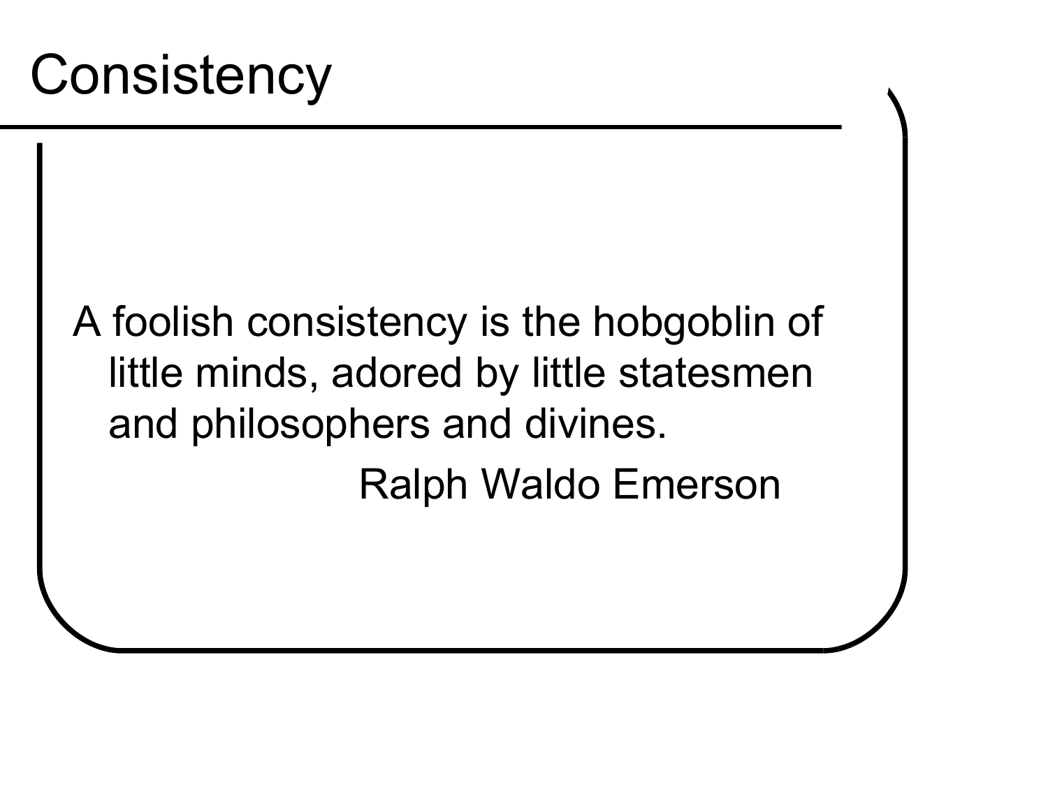# Consistency

A foolish consistency is the hobgoblin of little minds, adored by little statesmen and philosophers and divines.

Ralph Waldo Emerson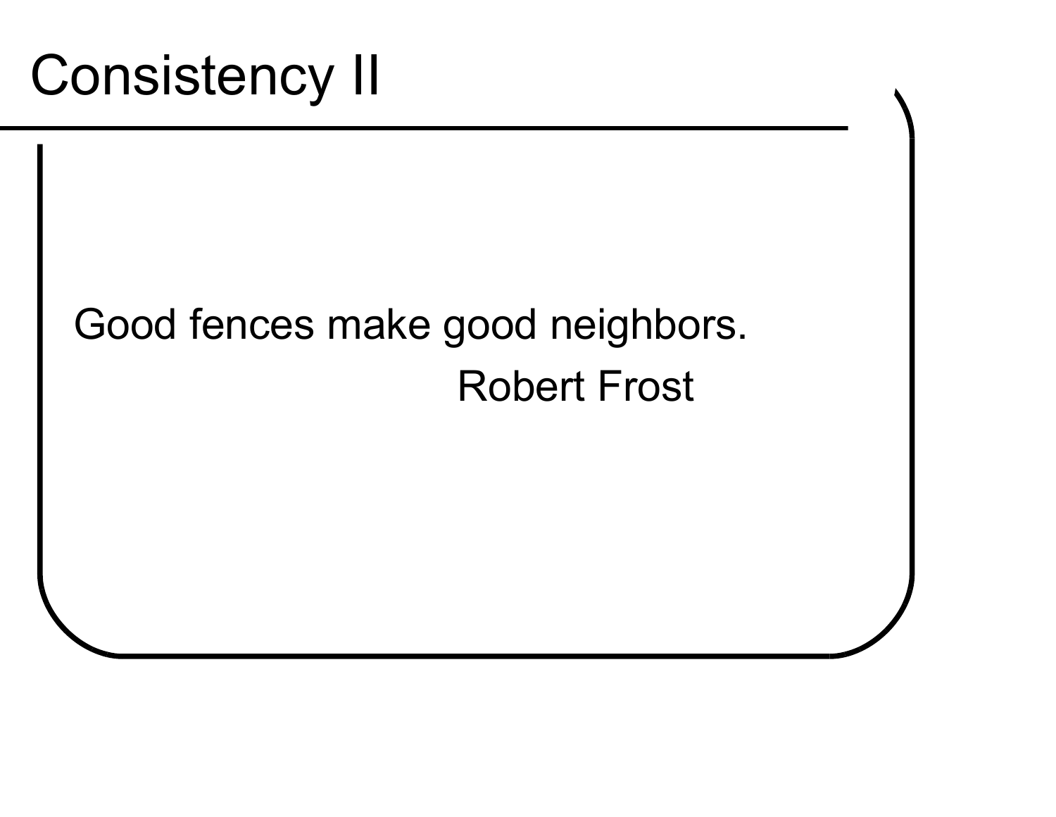# Consistency II

Good fences make good neighbors.

Robert Frost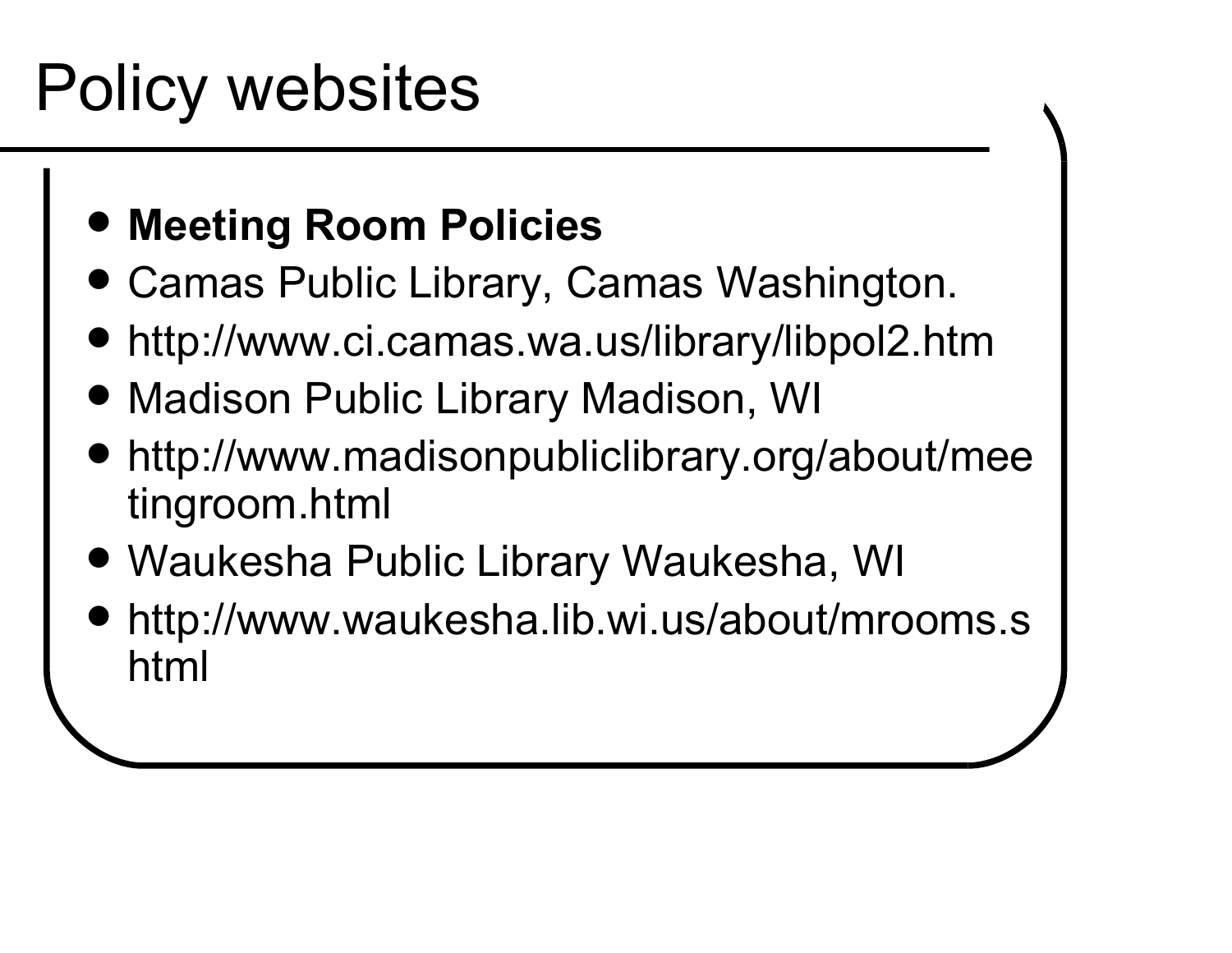# Policy websites

- **Meeting Room Policies**
- Camas Public Library, Camas Washington.
- http://www.ci.camas.wa.us/library/libpol2.htm
- Madison Public Library Madison, WI
- http://www.madisonpubliclibrary.org/about/meetingroom.html
- Waukesha Public Library Waukesha, WI
- http://www.waukesha.lib.wi.us/about/mrooms.shtml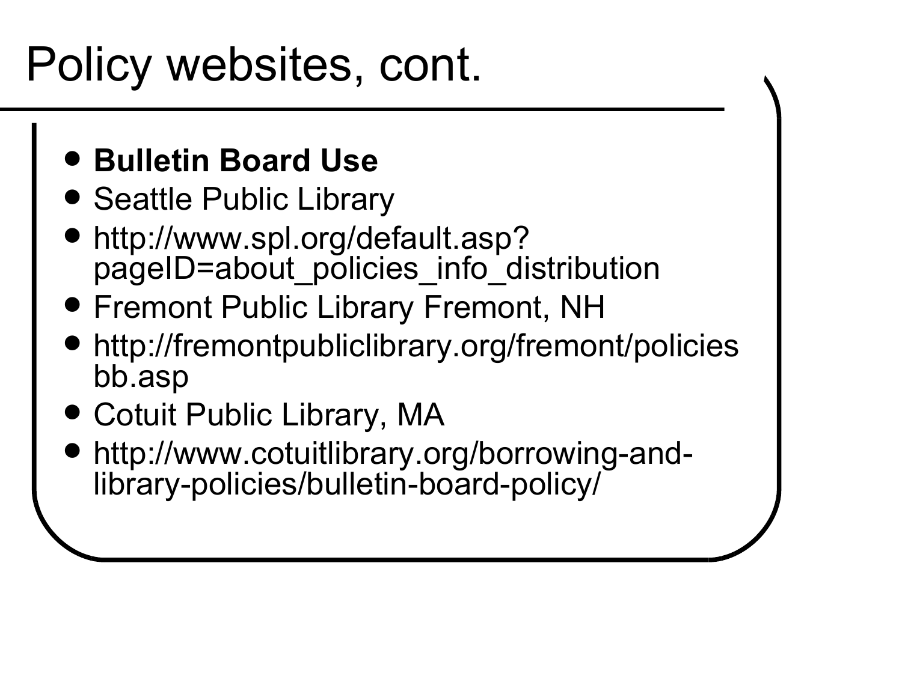# Policy websites, cont.

- **Bulletin Board Use**
- Seattle Public Library
- http://www.spl.org/default.asp?pageID=about_policies_info_distribution
- Fremont Public Library Fremont, NH
- http://fremontpubliclibrary.org/fremont/policiesbb.asp
- Cotuit Public Library, MA
- http://www.cotuitlibrary.org/borrowing-and-library-policies/bulletin-board-policy/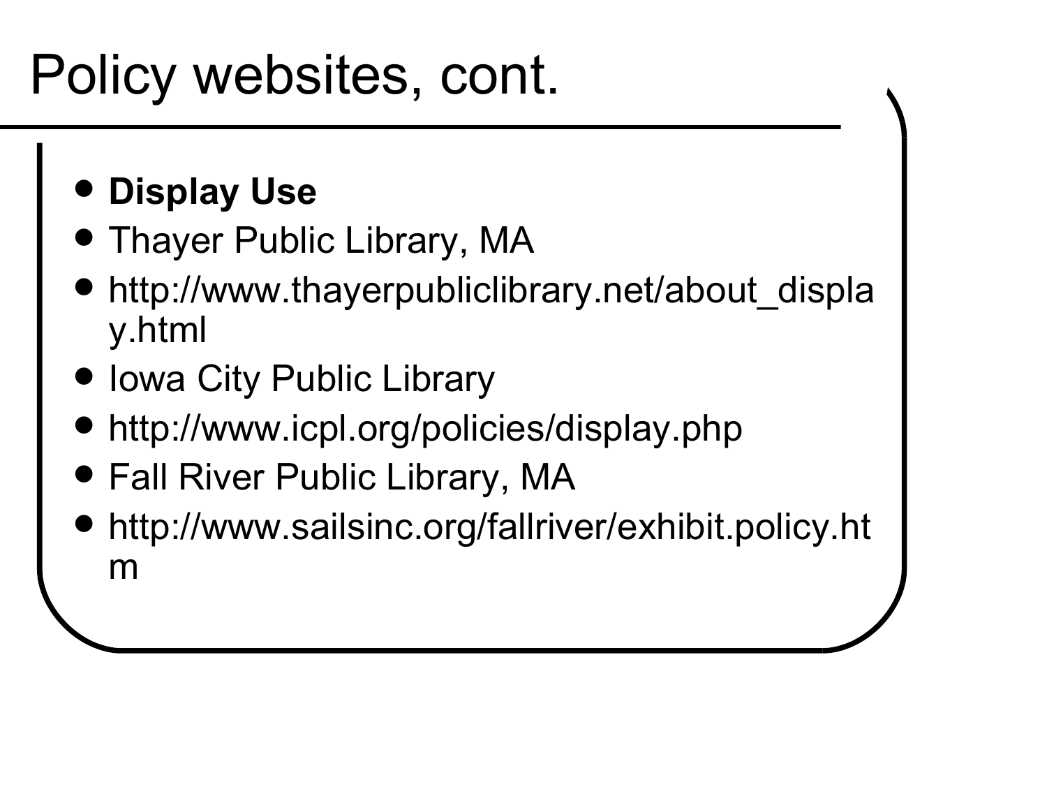# Policy websites, cont.

- **Display Use**
- Thayer Public Library, MA
- http://www.thayerpubliclibrary.net/about_display.html
- Iowa City Public Library
- http://www.icpl.org/policies/display.php
- Fall River Public Library, MA
- http://www.sailsinc.org/fallriver/exhibit.policy.htm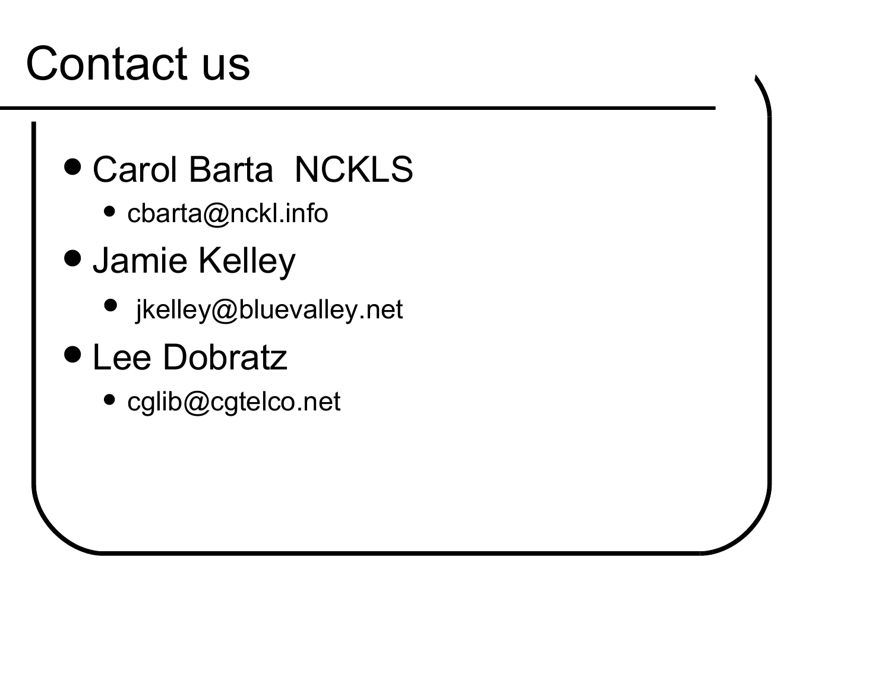# Contact us

- Carol Barta NCKLS
  - cbarta@nckl.info
- Jamie Kelley
  - jkelley@bluevalley.net
- Lee Dobratz
  - cglib@cgtelco.net